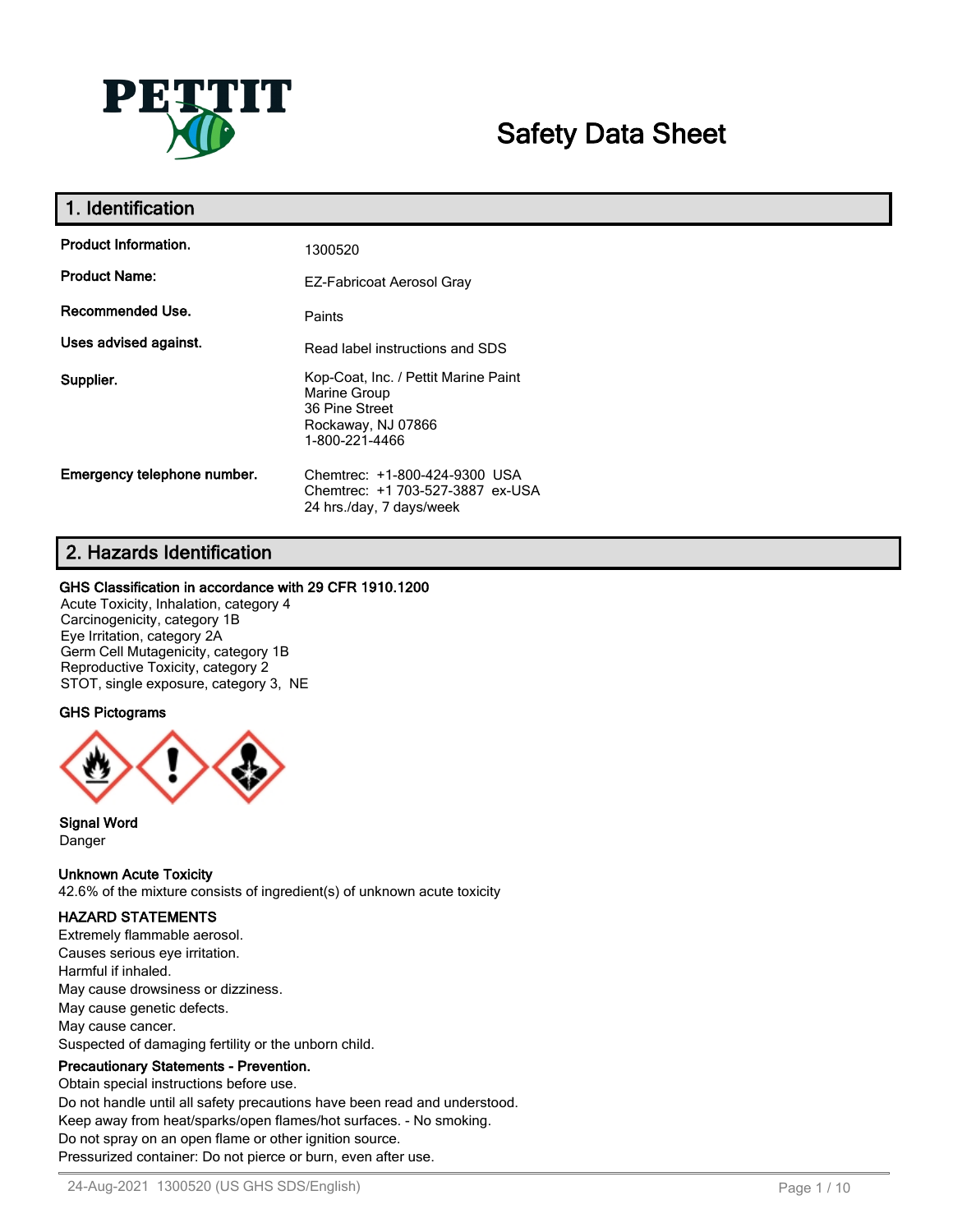PETTIT

# Safety Data Sheet

## 1. Identification

| | |
|---|---|
| **Product Information.** | 1300520 |
| **Product Name:** | EZ-Fabricoat Aerosol Gray |
| **Recommended Use.** | Paints |
| **Uses advised against.** | Read label instructions and SDS |
| **Supplier.** | Kop-Coat, Inc. / Pettit Marine Paint<br>Marine Group<br>36 Pine Street<br>Rockaway, NJ 07866<br>1-800-221-4466 |
| **Emergency telephone number.** | Chemtrec: +1-800-424-9300 USA<br>Chemtrec: +1 703-527-3887 ex-USA<br>24 hrs./day, 7 days/week |

## 2. Hazards Identification

**GHS Classification in accordance with 29 CFR 1910.1200**

Acute Toxicity, Inhalation, category 4
Carcinogenicity, category 1B
Eye Irritation, category 2A
Germ Cell Mutagenicity, category 1B
Reproductive Toxicity, category 2
STOT, single exposure, category 3, NE

**GHS Pictograms**

**Signal Word**
Danger

**Unknown Acute Toxicity**
42.6% of the mixture consists of ingredient(s) of unknown acute toxicity

**HAZARD STATEMENTS**
Extremely flammable aerosol.
Causes serious eye irritation.
Harmful if inhaled.
May cause drowsiness or dizziness.
May cause genetic defects.
May cause cancer.
Suspected of damaging fertility or the unborn child.

**Precautionary Statements - Prevention.**
Obtain special instructions before use.
Do not handle until all safety precautions have been read and understood.
Keep away from heat/sparks/open flames/hot surfaces. - No smoking.
Do not spray on an open flame or other ignition source.
Pressurized container: Do not pierce or burn, even after use.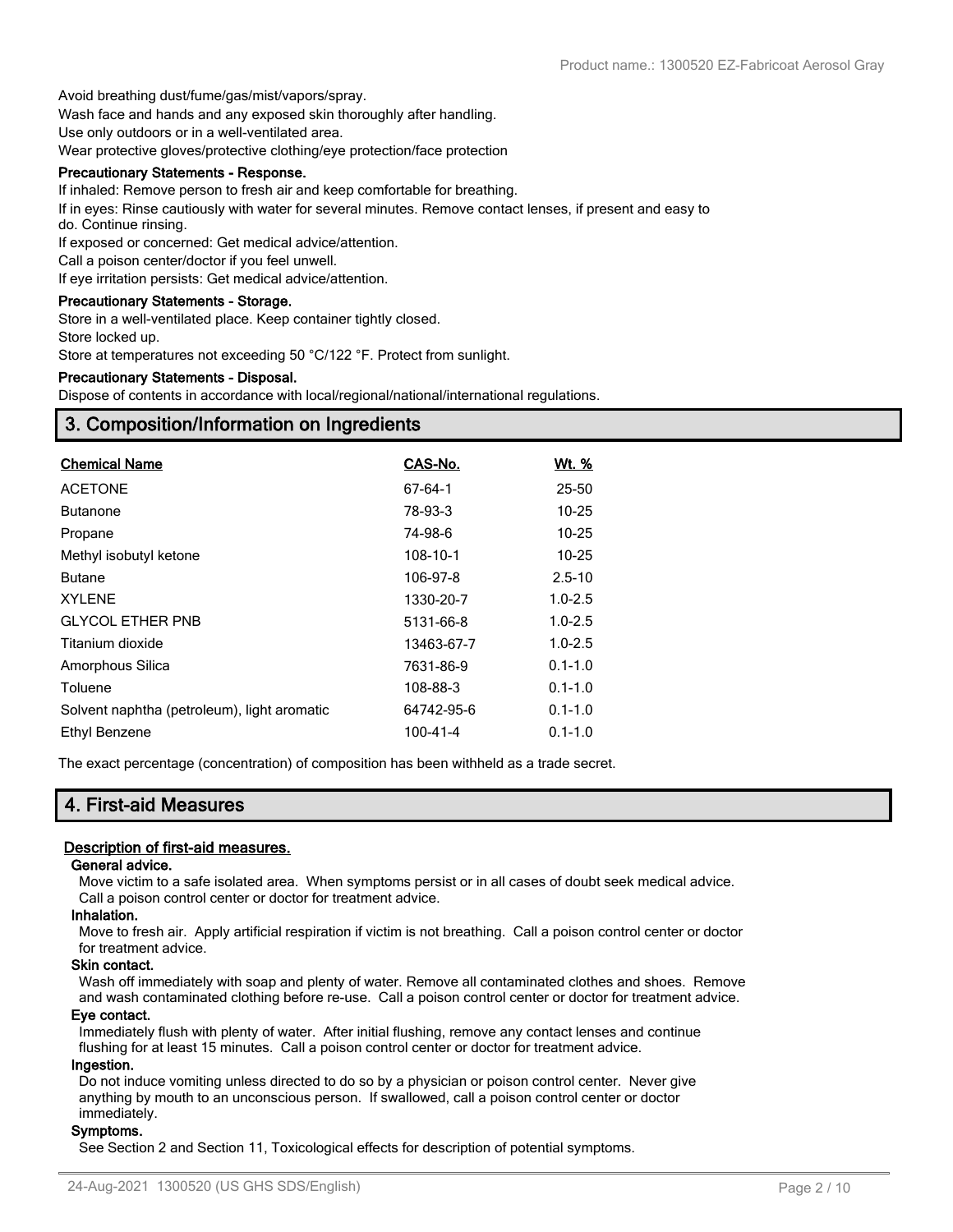Avoid breathing dust/fume/gas/mist/vapors/spray.

Wash face and hands and any exposed skin thoroughly after handling.

Use only outdoors or in a well-ventilated area.

Wear protective gloves/protective clothing/eye protection/face protection

**Precautionary Statements - Response.**

If inhaled: Remove person to fresh air and keep comfortable for breathing.

If in eyes: Rinse cautiously with water for several minutes. Remove contact lenses, if present and easy to do. Continue rinsing.

If exposed or concerned: Get medical advice/attention.

Call a poison center/doctor if you feel unwell.

If eye irritation persists: Get medical advice/attention.

**Precautionary Statements - Storage.**

Store in a well-ventilated place. Keep container tightly closed.

Store locked up.

Store at temperatures not exceeding 50 °C/122 °F. Protect from sunlight.

**Precautionary Statements - Disposal.**

Dispose of contents in accordance with local/regional/national/international regulations.

## 3. Composition/Information on Ingredients

| Chemical Name | CAS-No. | Wt. % |
|---|---|---|
| ACETONE | 67-64-1 | 25-50 |
| Butanone | 78-93-3 | 10-25 |
| Propane | 74-98-6 | 10-25 |
| Methyl isobutyl ketone | 108-10-1 | 10-25 |
| Butane | 106-97-8 | 2.5-10 |
| XYLENE | 1330-20-7 | 1.0-2.5 |
| GLYCOL ETHER PNB | 5131-66-8 | 1.0-2.5 |
| Titanium dioxide | 13463-67-7 | 1.0-2.5 |
| Amorphous Silica | 7631-86-9 | 0.1-1.0 |
| Toluene | 108-88-3 | 0.1-1.0 |
| Solvent naphtha (petroleum), light aromatic | 64742-95-6 | 0.1-1.0 |
| Ethyl Benzene | 100-41-4 | 0.1-1.0 |

The exact percentage (concentration) of composition has been withheld as a trade secret.

## 4. First-aid Measures

**Description of first-aid measures.**

**General advice.**

Move victim to a safe isolated area. When symptoms persist or in all cases of doubt seek medical advice. Call a poison control center or doctor for treatment advice.

**Inhalation.**

Move to fresh air. Apply artificial respiration if victim is not breathing. Call a poison control center or doctor for treatment advice.

**Skin contact.**

Wash off immediately with soap and plenty of water. Remove all contaminated clothes and shoes. Remove and wash contaminated clothing before re-use. Call a poison control center or doctor for treatment advice.

**Eye contact.**

Immediately flush with plenty of water. After initial flushing, remove any contact lenses and continue flushing for at least 15 minutes. Call a poison control center or doctor for treatment advice.

**Ingestion.**

Do not induce vomiting unless directed to do so by a physician or poison control center. Never give anything by mouth to an unconscious person. If swallowed, call a poison control center or doctor immediately.

**Symptoms.**

See Section 2 and Section 11, Toxicological effects for description of potential symptoms.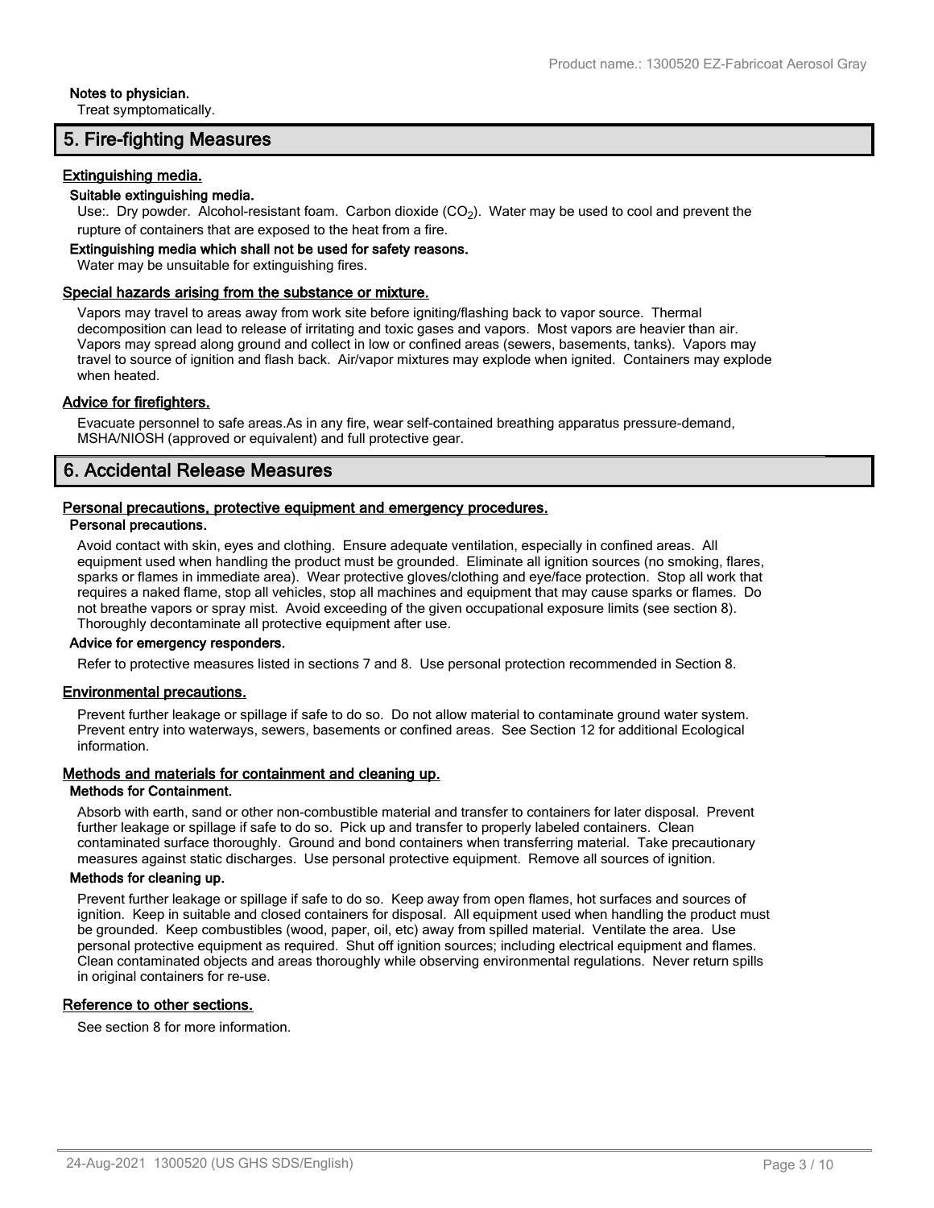**Notes to physician.**

Treat symptomatically.

## 5. Fire-fighting Measures

### Extinguishing media.

**Suitable extinguishing media.**

Use:. Dry powder. Alcohol-resistant foam. Carbon dioxide ($CO_2$). Water may be used to cool and prevent the rupture of containers that are exposed to the heat from a fire.

**Extinguishing media which shall not be used for safety reasons.**

Water may be unsuitable for extinguishing fires.

### Special hazards arising from the substance or mixture.

Vapors may travel to areas away from work site before igniting/flashing back to vapor source. Thermal decomposition can lead to release of irritating and toxic gases and vapors. Most vapors are heavier than air. Vapors may spread along ground and collect in low or confined areas (sewers, basements, tanks). Vapors may travel to source of ignition and flash back. Air/vapor mixtures may explode when ignited. Containers may explode when heated.

### Advice for firefighters.

Evacuate personnel to safe areas.As in any fire, wear self-contained breathing apparatus pressure-demand, MSHA/NIOSH (approved or equivalent) and full protective gear.

## 6. Accidental Release Measures

### Personal precautions, protective equipment and emergency procedures.

**Personal precautions.**

Avoid contact with skin, eyes and clothing. Ensure adequate ventilation, especially in confined areas. All equipment used when handling the product must be grounded. Eliminate all ignition sources (no smoking, flares, sparks or flames in immediate area). Wear protective gloves/clothing and eye/face protection. Stop all work that requires a naked flame, stop all vehicles, stop all machines and equipment that may cause sparks or flames. Do not breathe vapors or spray mist. Avoid exceeding of the given occupational exposure limits (see section 8). Thoroughly decontaminate all protective equipment after use.

**Advice for emergency responders.**

Refer to protective measures listed in sections 7 and 8. Use personal protection recommended in Section 8.

### Environmental precautions.

Prevent further leakage or spillage if safe to do so. Do not allow material to contaminate ground water system. Prevent entry into waterways, sewers, basements or confined areas. See Section 12 for additional Ecological information.

### Methods and materials for containment and cleaning up.

**Methods for Containment.**

Absorb with earth, sand or other non-combustible material and transfer to containers for later disposal. Prevent further leakage or spillage if safe to do so. Pick up and transfer to properly labeled containers. Clean contaminated surface thoroughly. Ground and bond containers when transferring material. Take precautionary measures against static discharges. Use personal protective equipment. Remove all sources of ignition.

**Methods for cleaning up.**

Prevent further leakage or spillage if safe to do so. Keep away from open flames, hot surfaces and sources of ignition. Keep in suitable and closed containers for disposal. All equipment used when handling the product must be grounded. Keep combustibles (wood, paper, oil, etc) away from spilled material. Ventilate the area. Use personal protective equipment as required. Shut off ignition sources; including electrical equipment and flames. Clean contaminated objects and areas thoroughly while observing environmental regulations. Never return spills in original containers for re-use.

### Reference to other sections.

See section 8 for more information.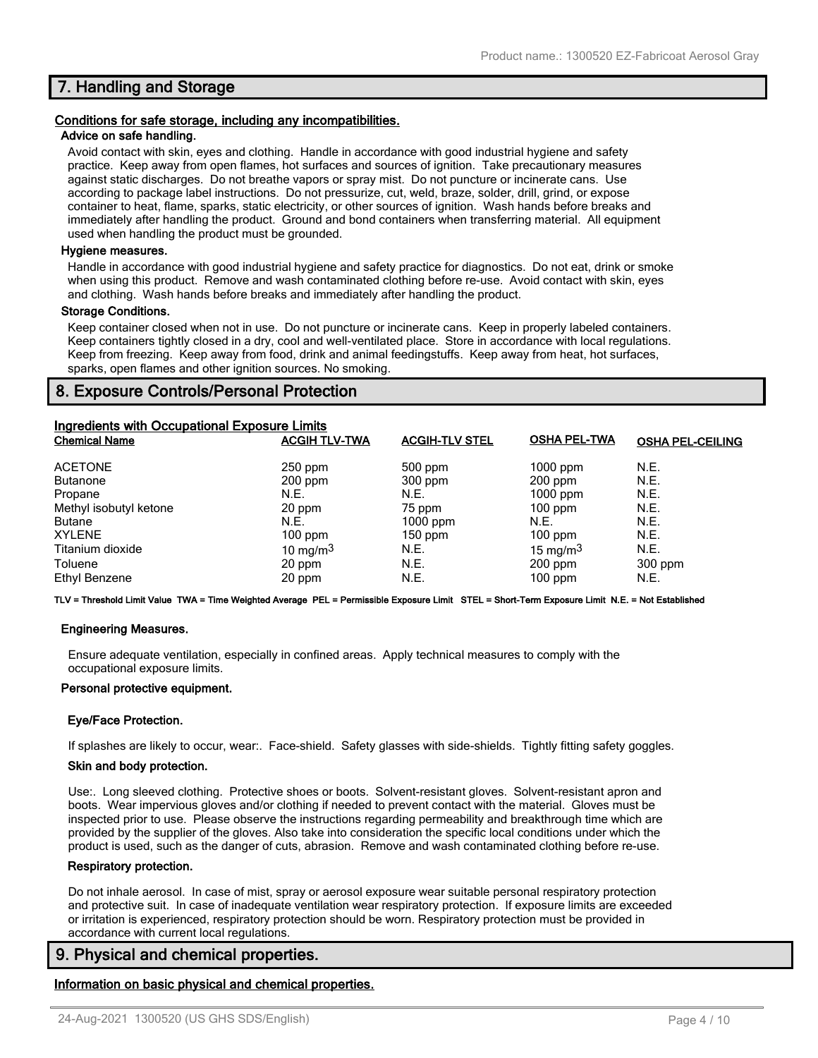## 7. Handling and Storage

**Conditions for safe storage, including any incompatibilities.**

**Advice on safe handling.**

Avoid contact with skin, eyes and clothing. Handle in accordance with good industrial hygiene and safety practice. Keep away from open flames, hot surfaces and sources of ignition. Take precautionary measures against static discharges. Do not breathe vapors or spray mist. Do not puncture or incinerate cans. Use according to package label instructions. Do not pressurize, cut, weld, braze, solder, drill, grind, or expose container to heat, flame, sparks, static electricity, or other sources of ignition. Wash hands before breaks and immediately after handling the product. Ground and bond containers when transferring material. All equipment used when handling the product must be grounded.

**Hygiene measures.**

Handle in accordance with good industrial hygiene and safety practice for diagnostics. Do not eat, drink or smoke when using this product. Remove and wash contaminated clothing before re-use. Avoid contact with skin, eyes and clothing. Wash hands before breaks and immediately after handling the product.

**Storage Conditions.**

Keep container closed when not in use. Do not puncture or incinerate cans. Keep in properly labeled containers. Keep containers tightly closed in a dry, cool and well-ventilated place. Store in accordance with local regulations. Keep from freezing. Keep away from food, drink and animal feedingstuffs. Keep away from heat, hot surfaces, sparks, open flames and other ignition sources. No smoking.

## 8. Exposure Controls/Personal Protection

**Ingredients with Occupational Exposure Limits**

| Chemical Name | ACGIH TLV-TWA | ACGIH-TLV STEL | OSHA PEL-TWA | OSHA PEL-CEILING |
|---|---|---|---|---|
| ACETONE | 250 ppm | 500 ppm | 1000 ppm | N.E. |
| Butanone | 200 ppm | 300 ppm | 200 ppm | N.E. |
| Propane | N.E. | N.E. | 1000 ppm | N.E. |
| Methyl isobutyl ketone | 20 ppm | 75 ppm | 100 ppm | N.E. |
| Butane | N.E. | 1000 ppm | N.E. | N.E. |
| XYLENE | 100 ppm | 150 ppm | 100 ppm | N.E. |
| Titanium dioxide | 10 $mg/m^3$ | N.E. | 15 $mg/m^3$ | N.E. |
| Toluene | 20 ppm | N.E. | 200 ppm | 300 ppm |
| Ethyl Benzene | 20 ppm | N.E. | 100 ppm | N.E. |

**TLV = Threshold Limit Value TWA = Time Weighted Average PEL = Permissible Exposure Limit STEL = Short-Term Exposure Limit N.E. = Not Established**

**Engineering Measures.**

Ensure adequate ventilation, especially in confined areas. Apply technical measures to comply with the occupational exposure limits.

**Personal protective equipment.**

**Eye/Face Protection.**

If splashes are likely to occur, wear:. Face-shield. Safety glasses with side-shields. Tightly fitting safety goggles.

**Skin and body protection.**

Use:. Long sleeved clothing. Protective shoes or boots. Solvent-resistant gloves. Solvent-resistant apron and boots. Wear impervious gloves and/or clothing if needed to prevent contact with the material. Gloves must be inspected prior to use. Please observe the instructions regarding permeability and breakthrough time which are provided by the supplier of the gloves. Also take into consideration the specific local conditions under which the product is used, such as the danger of cuts, abrasion. Remove and wash contaminated clothing before re-use.

**Respiratory protection.**

Do not inhale aerosol. In case of mist, spray or aerosol exposure wear suitable personal respiratory protection and protective suit. In case of inadequate ventilation wear respiratory protection. If exposure limits are exceeded or irritation is experienced, respiratory protection should be worn. Respiratory protection must be provided in accordance with current local regulations.

## 9. Physical and chemical properties.

**Information on basic physical and chemical properties.**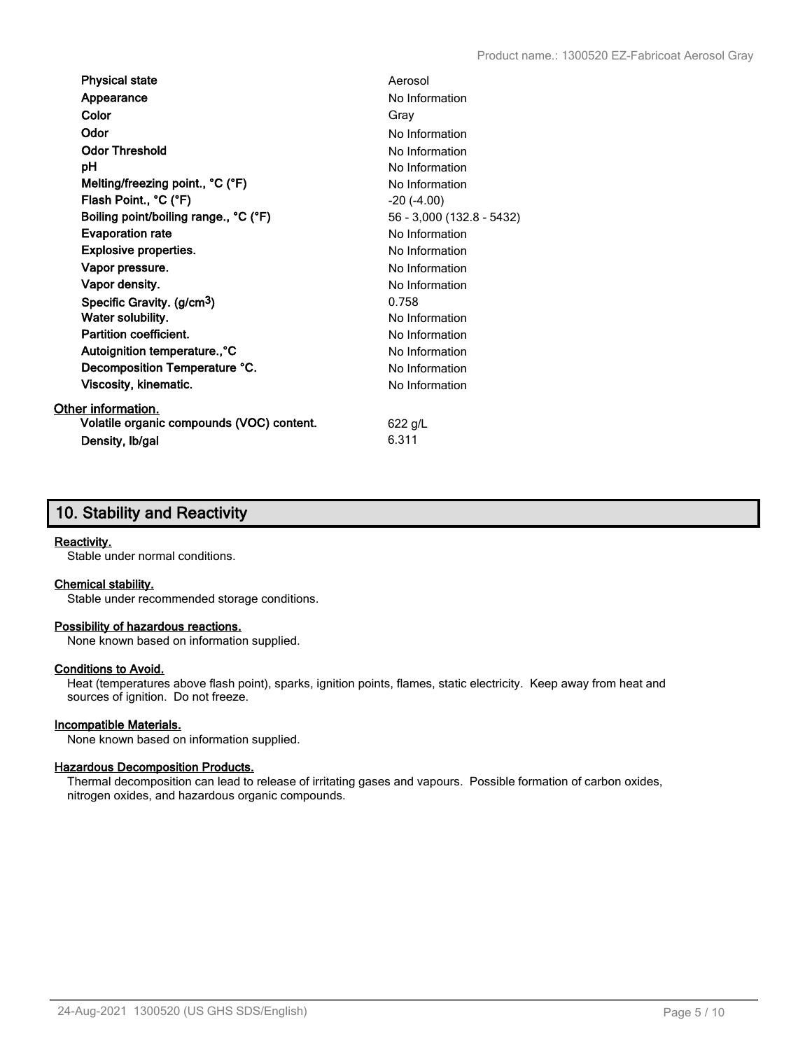| | |
|---|---|
| **Physical state** | Aerosol |
| **Appearance** | No Information |
| **Color** | Gray |
| **Odor** | No Information |
| **Odor Threshold** | No Information |
| **pH** | No Information |
| **Melting/freezing point., °C (°F)** | No Information |
| **Flash Point., °C (°F)** | -20 (-4.00) |
| **Boiling point/boiling range., °C (°F)** | 56 - 3,000 (132.8 - 5432) |
| **Evaporation rate** | No Information |
| **Explosive properties.** | No Information |
| **Vapor pressure.** | No Information |
| **Vapor density.** | No Information |
| **Specific Gravity. (g/cm$^3$)** | 0.758 |
| **Water solubility.** | No Information |
| **Partition coefficient.** | No Information |
| **Autoignition temperature., °C** | No Information |
| **Decomposition Temperature °C.** | No Information |
| **Viscosity, kinematic.** | No Information |

Other information.

| | |
|---|---|
| **Volatile organic compounds (VOC) content.** | 622 g/L |
| **Density, lb/gal** | 6.311 |

## 10. Stability and Reactivity

**Reactivity.**

Stable under normal conditions.

**Chemical stability.**

Stable under recommended storage conditions.

**Possibility of hazardous reactions.**

None known based on information supplied.

**Conditions to Avoid.**

Heat (temperatures above flash point), sparks, ignition points, flames, static electricity. Keep away from heat and sources of ignition. Do not freeze.

**Incompatible Materials.**

None known based on information supplied.

**Hazardous Decomposition Products.**

Thermal decomposition can lead to release of irritating gases and vapours. Possible formation of carbon oxides, nitrogen oxides, and hazardous organic compounds.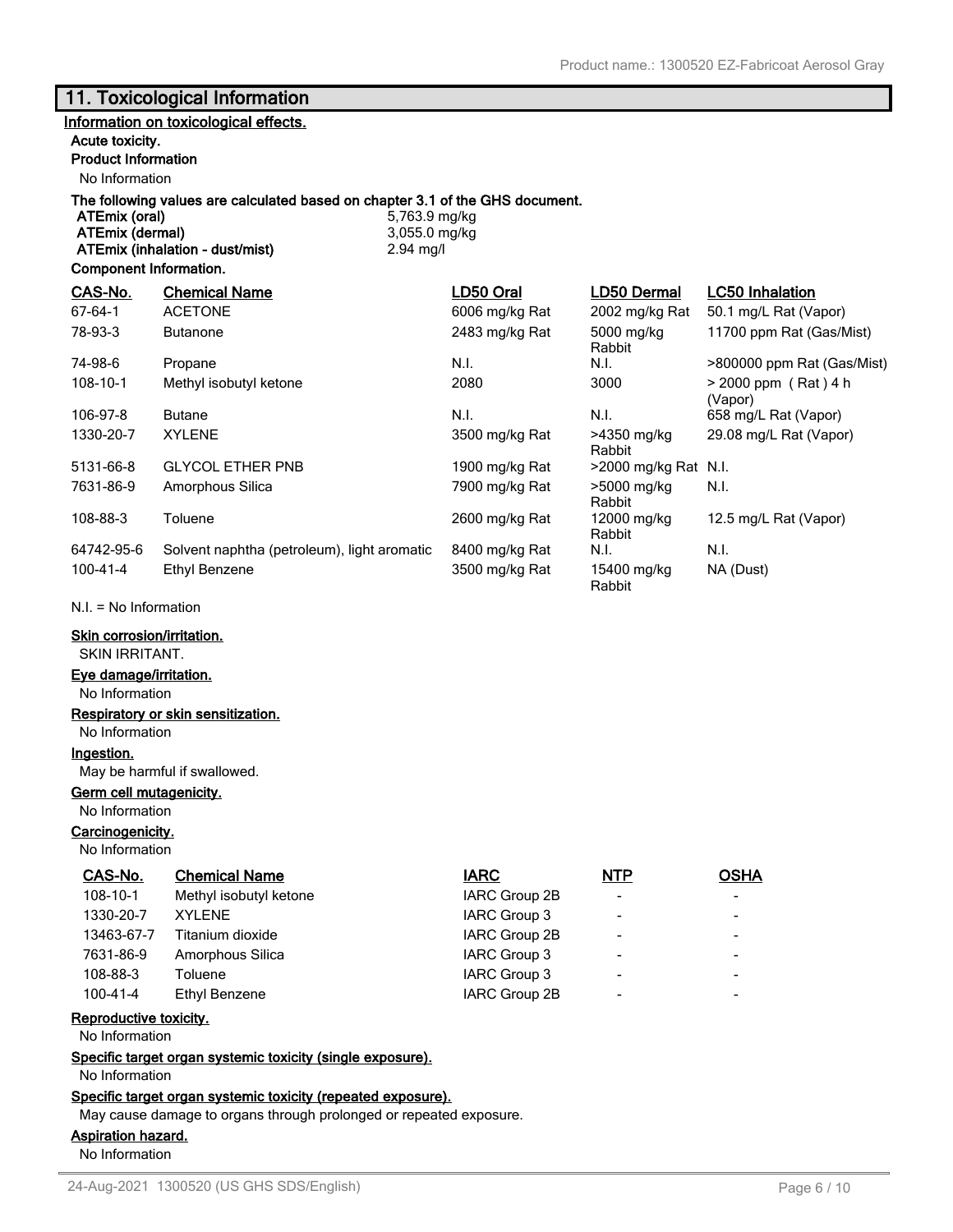## 11. Toxicological Information

**Information on toxicological effects.**

**Acute toxicity.**

**Product Information**

No Information

**The following values are calculated based on chapter 3.1 of the GHS document.**

| | |
|---|---|
| **ATEmix (oral)** | 5,763.9 mg/kg |
| **ATEmix (dermal)** | 3,055.0 mg/kg |
| **ATEmix (inhalation - dust/mist)** | 2.94 mg/l |

**Component Information.**

| CAS-No. | Chemical Name | LD50 Oral | LD50 Dermal | LC50 Inhalation |
|---|---|---|---|---|
| 67-64-1 | ACETONE | 6006 mg/kg Rat | 2002 mg/kg Rat | 50.1 mg/L Rat (Vapor) |
| 78-93-3 | Butanone | 2483 mg/kg Rat | 5000 mg/kg Rabbit | 11700 ppm Rat (Gas/Mist) |
| 74-98-6 | Propane | N.I. | N.I. | >800000 ppm Rat (Gas/Mist) |
| 108-10-1 | Methyl isobutyl ketone | 2080 | 3000 | > 2000 ppm ( Rat ) 4 h (Vapor) |
| 106-97-8 | Butane | N.I. | N.I. | 658 mg/L Rat (Vapor) |
| 1330-20-7 | XYLENE | 3500 mg/kg Rat | >4350 mg/kg Rabbit | 29.08 mg/L Rat (Vapor) |
| 5131-66-8 | GLYCOL ETHER PNB | 1900 mg/kg Rat | >2000 mg/kg Rat | N.I. |
| 7631-86-9 | Amorphous Silica | 7900 mg/kg Rat | >5000 mg/kg Rabbit | N.I. |
| 108-88-3 | Toluene | 2600 mg/kg Rat | 12000 mg/kg Rabbit | 12.5 mg/L Rat (Vapor) |
| 64742-95-6 | Solvent naphtha (petroleum), light aromatic | 8400 mg/kg Rat | N.I. | N.I. |
| 100-41-4 | Ethyl Benzene | 3500 mg/kg Rat | 15400 mg/kg Rabbit | NA (Dust) |

N.I. = No Information

**Skin corrosion/irritation.**

SKIN IRRITANT.

**Eye damage/irritation.**

No Information

**Respiratory or skin sensitization.**

No Information

**Ingestion.**

May be harmful if swallowed.

**Germ cell mutagenicity.**

No Information

**Carcinogenicity.**

No Information

| CAS-No. | Chemical Name | IARC | NTP | OSHA |
|---|---|---|---|---|
| 108-10-1 | Methyl isobutyl ketone | IARC Group 2B | - | - |
| 1330-20-7 | XYLENE | IARC Group 3 | - | - |
| 13463-67-7 | Titanium dioxide | IARC Group 2B | - | - |
| 7631-86-9 | Amorphous Silica | IARC Group 3 | - | - |
| 108-88-3 | Toluene | IARC Group 3 | - | - |
| 100-41-4 | Ethyl Benzene | IARC Group 2B | - | - |

**Reproductive toxicity.**

No Information

**Specific target organ systemic toxicity (single exposure).**

No Information

**Specific target organ systemic toxicity (repeated exposure).**

May cause damage to organs through prolonged or repeated exposure.

**Aspiration hazard.**

No Information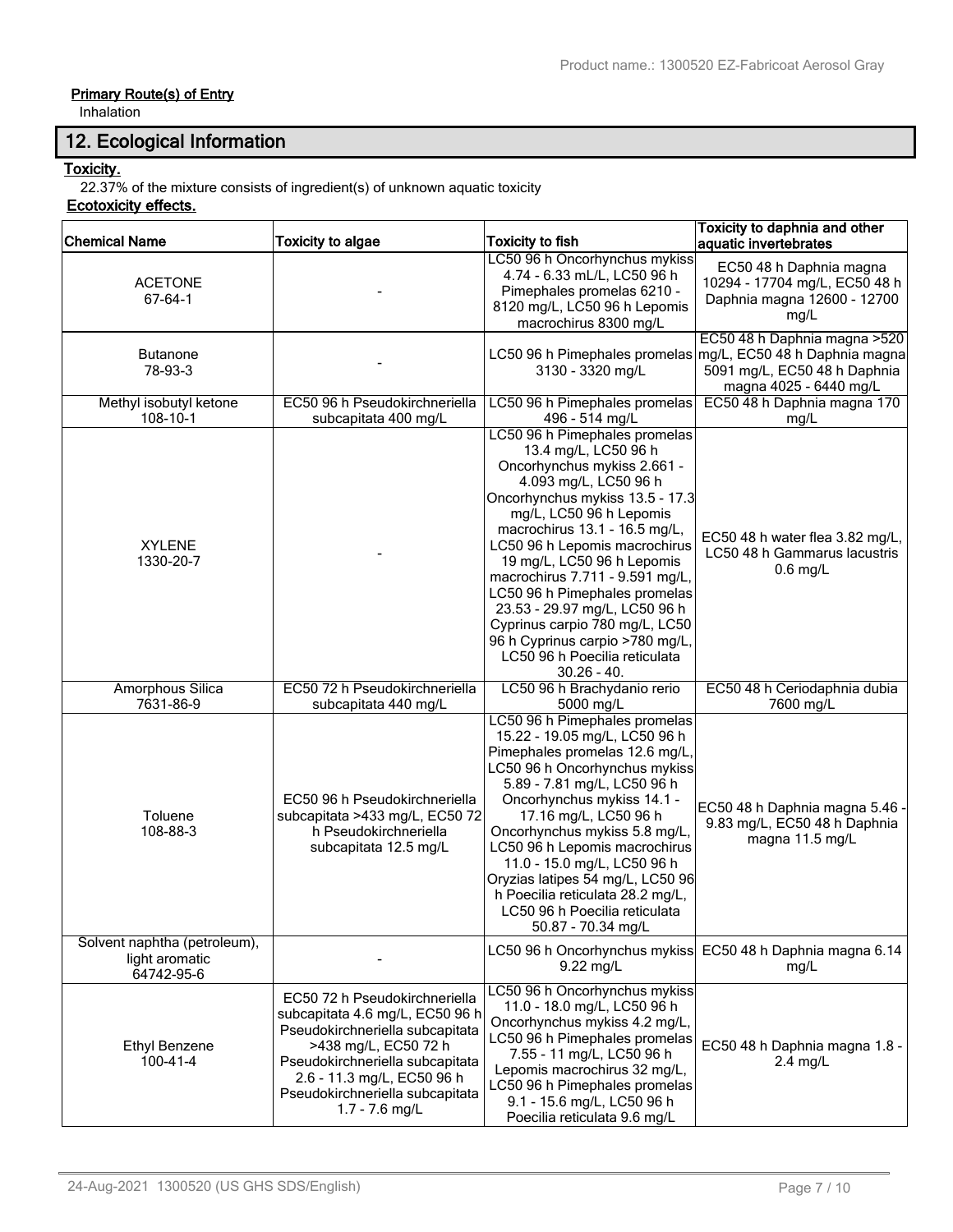**Primary Route(s) of Entry**

Inhalation

## 12. Ecological Information

**Toxicity.**

22.37% of the mixture consists of ingredient(s) of unknown aquatic toxicity

**Ecotoxicity effects.**

| Chemical Name | Toxicity to algae | Toxicity to fish | Toxicity to daphnia and other aquatic invertebrates |
|---|---|---|---|
| ACETONE 67-64-1 | - | LC50 96 h Oncorhynchus mykiss 4.74 - 6.33 mL/L, LC50 96 h Pimephales promelas 6210 - 8120 mg/L, LC50 96 h Lepomis macrochirus 8300 mg/L | EC50 48 h Daphnia magna 10294 - 17704 mg/L, EC50 48 h Daphnia magna 12600 - 12700 mg/L |
| Butanone 78-93-3 | - | LC50 96 h Pimephales promelas 3130 - 3320 mg/L | EC50 48 h Daphnia magna >520 mg/L, EC50 48 h Daphnia magna 5091 mg/L, EC50 48 h Daphnia magna 4025 - 6440 mg/L |
| Methyl isobutyl ketone 108-10-1 | EC50 96 h Pseudokirchneriella subcapitata 400 mg/L | LC50 96 h Pimephales promelas 496 - 514 mg/L | EC50 48 h Daphnia magna 170 mg/L |
| XYLENE 1330-20-7 | - | LC50 96 h Pimephales promelas 13.4 mg/L, LC50 96 h Oncorhynchus mykiss 2.661 - 4.093 mg/L, LC50 96 h Oncorhynchus mykiss 13.5 - 17.3 mg/L, LC50 96 h Lepomis macrochirus 13.1 - 16.5 mg/L, LC50 96 h Lepomis macrochirus 19 mg/L, LC50 96 h Lepomis macrochirus 7.711 - 9.591 mg/L, LC50 96 h Pimephales promelas 23.53 - 29.97 mg/L, LC50 96 h Cyprinus carpio 780 mg/L, LC50 96 h Cyprinus carpio >780 mg/L, LC50 96 h Poecilia reticulata 30.26 - 40. | EC50 48 h water flea 3.82 mg/L, LC50 48 h Gammarus lacustris 0.6 mg/L |
| Amorphous Silica 7631-86-9 | EC50 72 h Pseudokirchneriella subcapitata 440 mg/L | LC50 96 h Brachydanio rerio 5000 mg/L | EC50 48 h Ceriodaphnia dubia 7600 mg/L |
| Toluene 108-88-3 | EC50 96 h Pseudokirchneriella subcapitata >433 mg/L, EC50 72 h Pseudokirchneriella subcapitata 12.5 mg/L | LC50 96 h Pimephales promelas 15.22 - 19.05 mg/L, LC50 96 h Pimephales promelas 12.6 mg/L, LC50 96 h Oncorhynchus mykiss 5.89 - 7.81 mg/L, LC50 96 h Oncorhynchus mykiss 14.1 - 17.16 mg/L, LC50 96 h Oncorhynchus mykiss 5.8 mg/L, LC50 96 h Lepomis macrochirus 11.0 - 15.0 mg/L, LC50 96 h Oryzias latipes 54 mg/L, LC50 96 h Poecilia reticulata 28.2 mg/L, LC50 96 h Poecilia reticulata 50.87 - 70.34 mg/L | EC50 48 h Daphnia magna 5.46 - 9.83 mg/L, EC50 48 h Daphnia magna 11.5 mg/L |
| Solvent naphtha (petroleum), light aromatic 64742-95-6 | - | LC50 96 h Oncorhynchus mykiss 9.22 mg/L | EC50 48 h Daphnia magna 6.14 mg/L |
| Ethyl Benzene 100-41-4 | EC50 72 h Pseudokirchneriella subcapitata 4.6 mg/L, EC50 96 h Pseudokirchneriella subcapitata >438 mg/L, EC50 72 h Pseudokirchneriella subcapitata 2.6 - 11.3 mg/L, EC50 96 h Pseudokirchneriella subcapitata 1.7 - 7.6 mg/L | LC50 96 h Oncorhynchus mykiss 11.0 - 18.0 mg/L, LC50 96 h Oncorhynchus mykiss 4.2 mg/L, LC50 96 h Pimephales promelas 7.55 - 11 mg/L, LC50 96 h Lepomis macrochirus 32 mg/L, LC50 96 h Pimephales promelas 9.1 - 15.6 mg/L, LC50 96 h Poecilia reticulata 9.6 mg/L | EC50 48 h Daphnia magna 1.8 - 2.4 mg/L |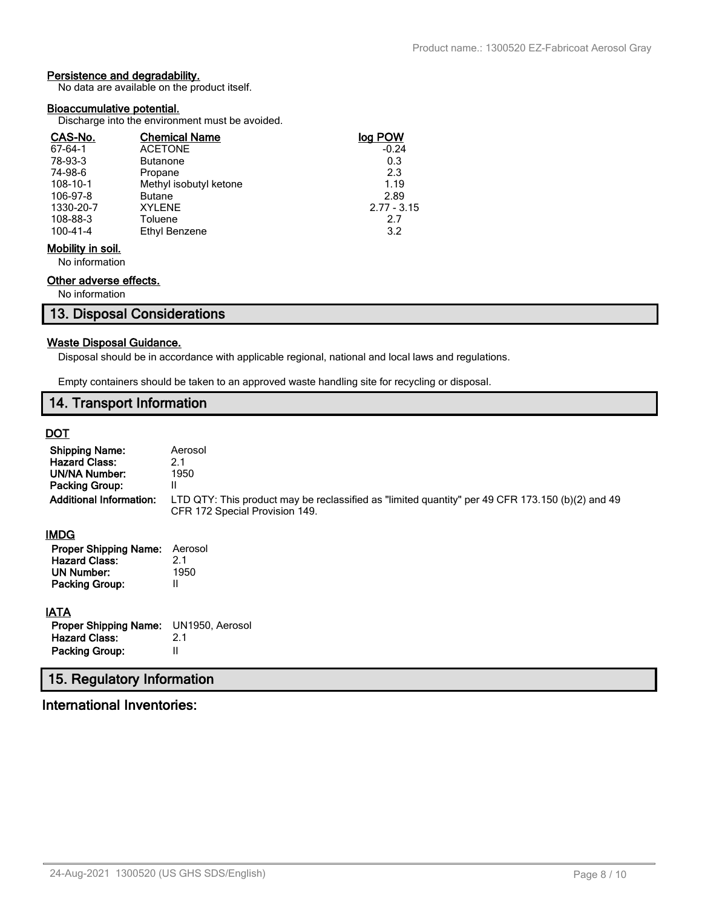### Persistence and degradability.

No data are available on the product itself.

### Bioaccumulative potential.

Discharge into the environment must be avoided.

| CAS-No. | Chemical Name | log POW |
|---|---|---|
| 67-64-1 | ACETONE | -0.24 |
| 78-93-3 | Butanone | 0.3 |
| 74-98-6 | Propane | 2.3 |
| 108-10-1 | Methyl isobutyl ketone | 1.19 |
| 106-97-8 | Butane | 2.89 |
| 1330-20-7 | XYLENE | 2.77 - 3.15 |
| 108-88-3 | Toluene | 2.7 |
| 100-41-4 | Ethyl Benzene | 3.2 |

### Mobility in soil.

No information

### Other adverse effects.

No information

## 13. Disposal Considerations

### Waste Disposal Guidance.

Disposal should be in accordance with applicable regional, national and local laws and regulations.

Empty containers should be taken to an approved waste handling site for recycling or disposal.

## 14. Transport Information

### DOT

**Shipping Name:** Aerosol
**Hazard Class:** 2.1
**UN/NA Number:** 1950
**Packing Group:** II
**Additional Information:** LTD QTY: This product may be reclassified as "limited quantity" per 49 CFR 173.150 (b)(2) and 49 CFR 172 Special Provision 149.

### IMDG

**Proper Shipping Name:** Aerosol
**Hazard Class:** 2.1
**UN Number:** 1950
**Packing Group:** II

### IATA

**Proper Shipping Name:** UN1950, Aerosol
**Hazard Class:** 2.1
**Packing Group:** II

## 15. Regulatory Information

## International Inventories: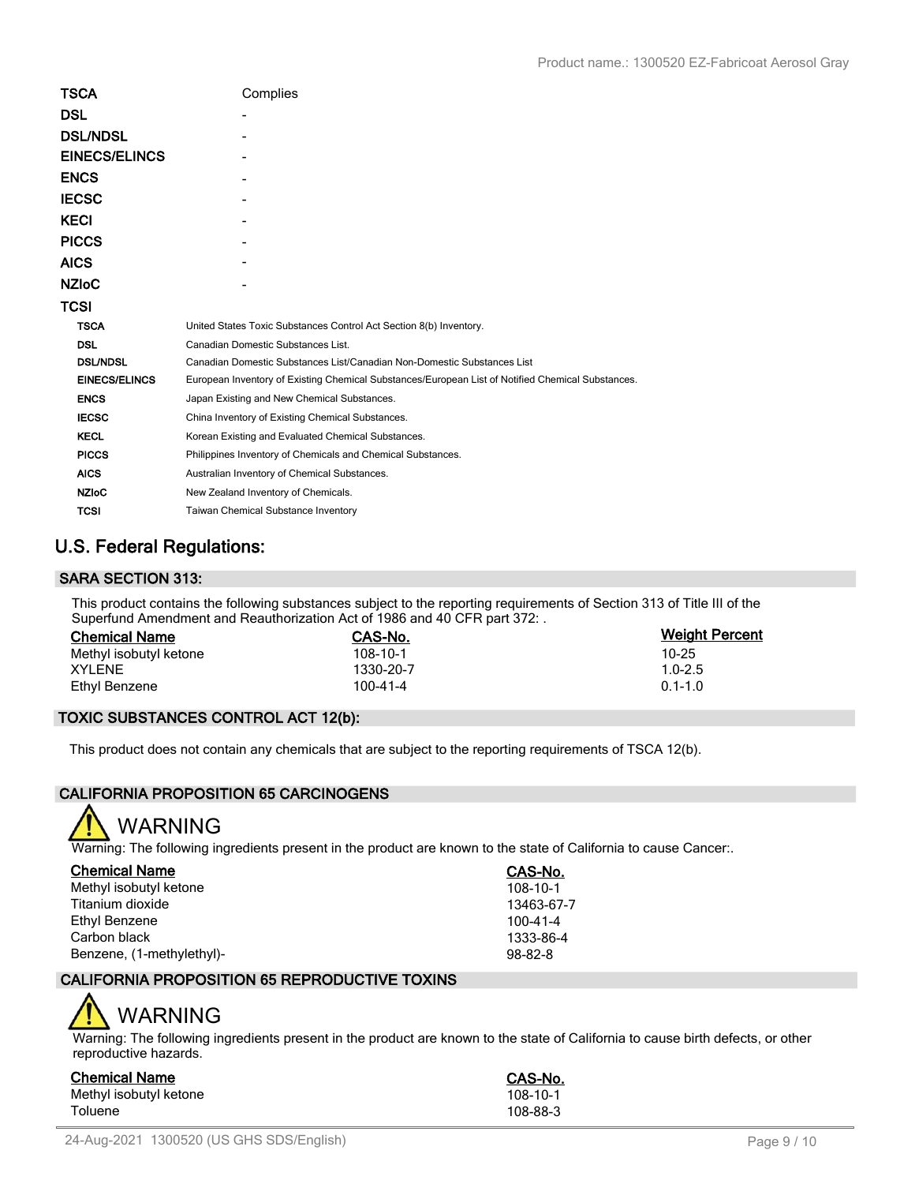| | |
|---|---|
| **TSCA** | Complies |
| **DSL** | - |
| **DSL/NDSL** | - |
| **EINECS/ELINCS** | - |
| **ENCS** | - |
| **IECSC** | - |
| **KECI** | - |
| **PICCS** | - |
| **AICS** | - |
| **NZIoC** | - |
| **TCSI** | |

| | |
|---|---|
| **TSCA** | United States Toxic Substances Control Act Section 8(b) Inventory. |
| **DSL** | Canadian Domestic Substances List. |
| **DSL/NDSL** | Canadian Domestic Substances List/Canadian Non-Domestic Substances List |
| **EINECS/ELINCS** | European Inventory of Existing Chemical Substances/European List of Notified Chemical Substances. |
| **ENCS** | Japan Existing and New Chemical Substances. |
| **IECSC** | China Inventory of Existing Chemical Substances. |
| **KECL** | Korean Existing and Evaluated Chemical Substances. |
| **PICCS** | Philippines Inventory of Chemicals and Chemical Substances. |
| **AICS** | Australian Inventory of Chemical Substances. |
| **NZIoC** | New Zealand Inventory of Chemicals. |
| **TCSI** | Taiwan Chemical Substance Inventory |

## U.S. Federal Regulations:

### SARA SECTION 313:

This product contains the following substances subject to the reporting requirements of Section 313 of Title III of the Superfund Amendment and Reauthorization Act of 1986 and 40 CFR part 372: .

| Chemical Name | CAS-No. | Weight Percent |
|---|---|---|
| Methyl isobutyl ketone | 108-10-1 | 10-25 |
| XYLENE | 1330-20-7 | 1.0-2.5 |
| Ethyl Benzene | 100-41-4 | 0.1-1.0 |

### TOXIC SUBSTANCES CONTROL ACT 12(b):

This product does not contain any chemicals that are subject to the reporting requirements of TSCA 12(b).

### CALIFORNIA PROPOSITION 65 CARCINOGENS

**WARNING**

Warning: The following ingredients present in the product are known to the state of California to cause Cancer:.

| Chemical Name | CAS-No. |
|---|---|
| Methyl isobutyl ketone | 108-10-1 |
| Titanium dioxide | 13463-67-7 |
| Ethyl Benzene | 100-41-4 |
| Carbon black | 1333-86-4 |
| Benzene, (1-methylethyl)- | 98-82-8 |

### CALIFORNIA PROPOSITION 65 REPRODUCTIVE TOXINS

**WARNING**

Warning: The following ingredients present in the product are known to the state of California to cause birth defects, or other reproductive hazards.

| Chemical Name | CAS-No. |
|---|---|
| Methyl isobutyl ketone | 108-10-1 |
| Toluene | 108-88-3 |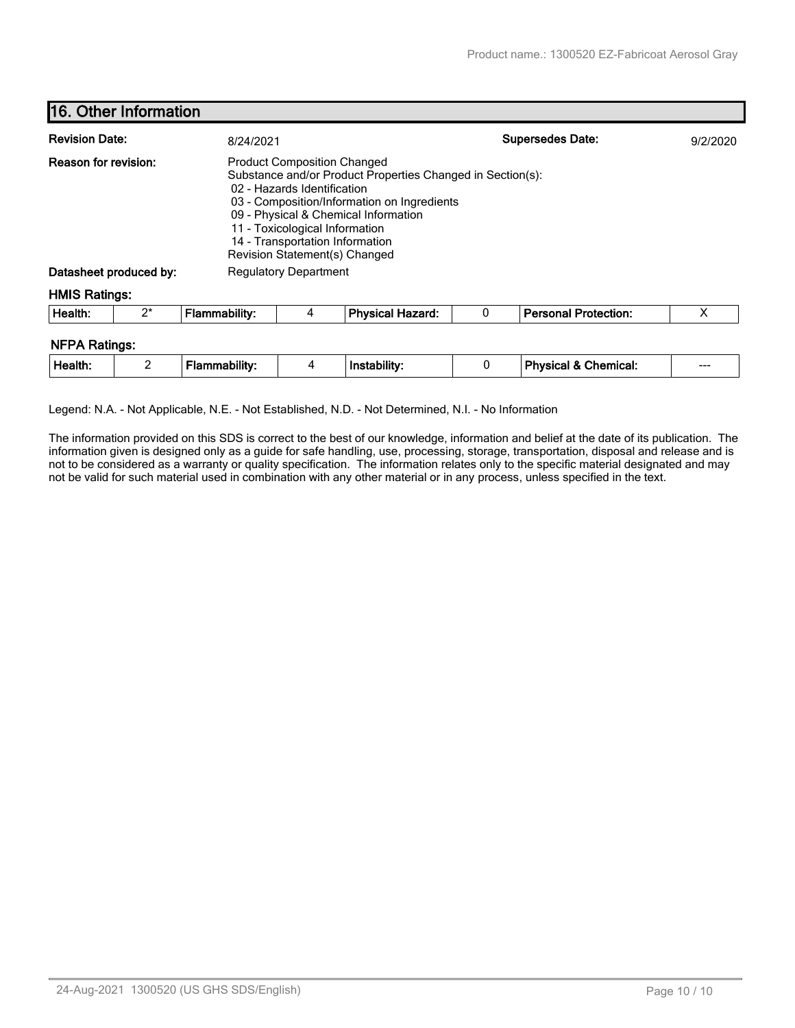## 16. Other Information

**Revision Date:** 8/24/2021 **Supersedes Date:** 9/2/2020

**Reason for revision:** Product Composition Changed
Substance and/or Product Properties Changed in Section(s):
02 - Hazards Identification
03 - Composition/Information on Ingredients
09 - Physical & Chemical Information
11 - Toxicological Information
14 - Transportation Information
Revision Statement(s) Changed

**Datasheet produced by:** Regulatory Department

**HMIS Ratings:**

| | | | | | | | |
|---|---|---|---|---|---|---|---|
| **Health:** | 2* | **Flammability:** | 4 | **Physical Hazard:** | 0 | **Personal Protection:** | X |

**NFPA Ratings:**

| | | | | | | | |
|---|---|---|---|---|---|---|---|
| **Health:** | 2 | **Flammability:** | 4 | **Instability:** | 0 | **Physical & Chemical:** | --- |

Legend: N.A. - Not Applicable, N.E. - Not Established, N.D. - Not Determined, N.I. - No Information

The information provided on this SDS is correct to the best of our knowledge, information and belief at the date of its publication. The information given is designed only as a guide for safe handling, use, processing, storage, transportation, disposal and release and is not to be considered as a warranty or quality specification. The information relates only to the specific material designated and may not be valid for such material used in combination with any other material or in any process, unless specified in the text.